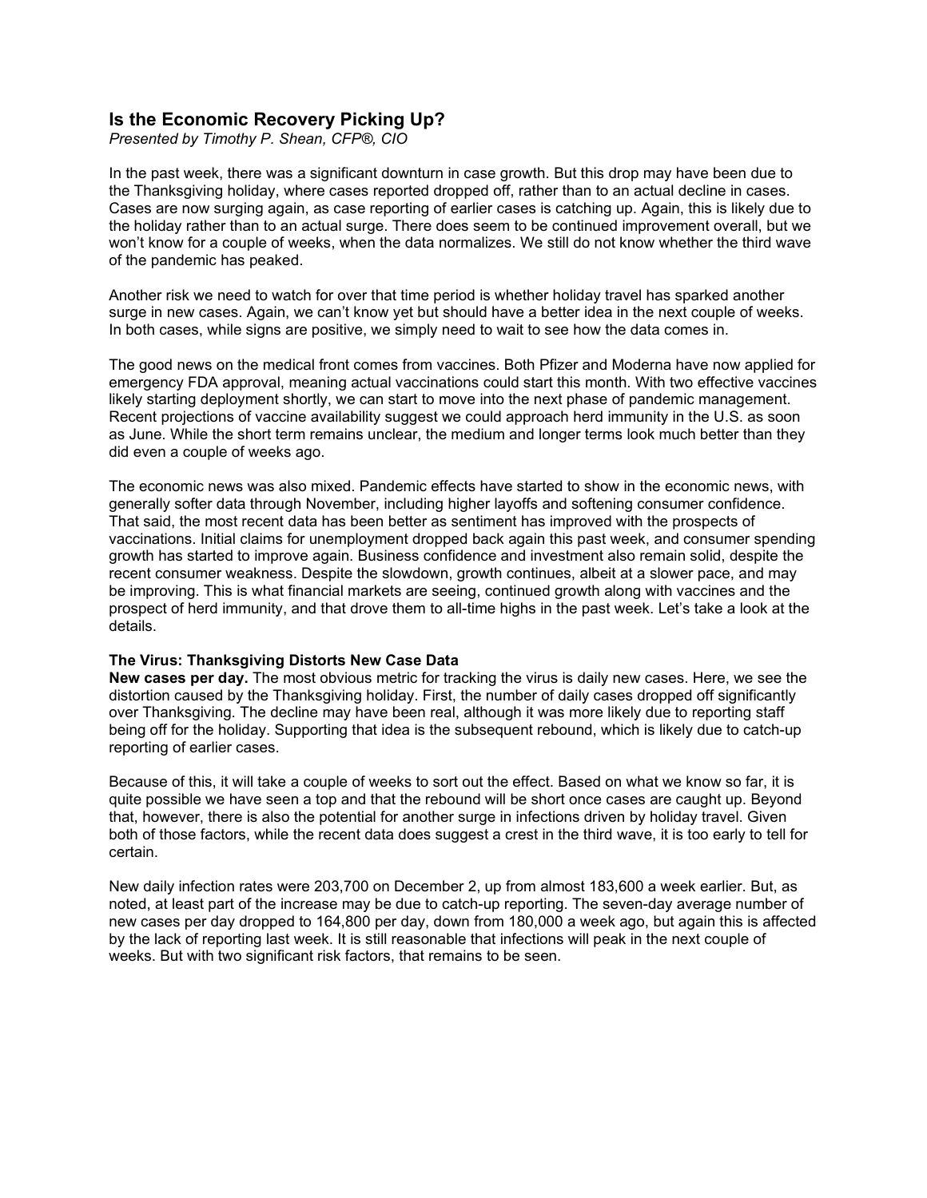# Is the Economic Recovery Picking Up?

*Presented by Timothy P. Shean, CFP®, CIO*

In the past week, there was a significant downturn in case growth. But this drop may have been due to the Thanksgiving holiday, where cases reported dropped off, rather than to an actual decline in cases. Cases are now surging again, as case reporting of earlier cases is catching up. Again, this is likely due to the holiday rather than to an actual surge. There does seem to be continued improvement overall, but we won't know for a couple of weeks, when the data normalizes. We still do not know whether the third wave of the pandemic has peaked.

Another risk we need to watch for over that time period is whether holiday travel has sparked another surge in new cases. Again, we can't know yet but should have a better idea in the next couple of weeks. In both cases, while signs are positive, we simply need to wait to see how the data comes in.

The good news on the medical front comes from vaccines. Both Pfizer and Moderna have now applied for emergency FDA approval, meaning actual vaccinations could start this month. With two effective vaccines likely starting deployment shortly, we can start to move into the next phase of pandemic management. Recent projections of vaccine availability suggest we could approach herd immunity in the U.S. as soon as June. While the short term remains unclear, the medium and longer terms look much better than they did even a couple of weeks ago.

The economic news was also mixed. Pandemic effects have started to show in the economic news, with generally softer data through November, including higher layoffs and softening consumer confidence. That said, the most recent data has been better as sentiment has improved with the prospects of vaccinations. Initial claims for unemployment dropped back again this past week, and consumer spending growth has started to improve again. Business confidence and investment also remain solid, despite the recent consumer weakness. Despite the slowdown, growth continues, albeit at a slower pace, and may be improving. This is what financial markets are seeing, continued growth along with vaccines and the prospect of herd immunity, and that drove them to all-time highs in the past week. Let's take a look at the details.

**The Virus: Thanksgiving Distorts New Case Data**

**New cases per day.** The most obvious metric for tracking the virus is daily new cases. Here, we see the distortion caused by the Thanksgiving holiday. First, the number of daily cases dropped off significantly over Thanksgiving. The decline may have been real, although it was more likely due to reporting staff being off for the holiday. Supporting that idea is the subsequent rebound, which is likely due to catch-up reporting of earlier cases.

Because of this, it will take a couple of weeks to sort out the effect. Based on what we know so far, it is quite possible we have seen a top and that the rebound will be short once cases are caught up. Beyond that, however, there is also the potential for another surge in infections driven by holiday travel. Given both of those factors, while the recent data does suggest a crest in the third wave, it is too early to tell for certain.

New daily infection rates were 203,700 on December 2, up from almost 183,600 a week earlier. But, as noted, at least part of the increase may be due to catch-up reporting. The seven-day average number of new cases per day dropped to 164,800 per day, down from 180,000 a week ago, but again this is affected by the lack of reporting last week. It is still reasonable that infections will peak in the next couple of weeks. But with two significant risk factors, that remains to be seen.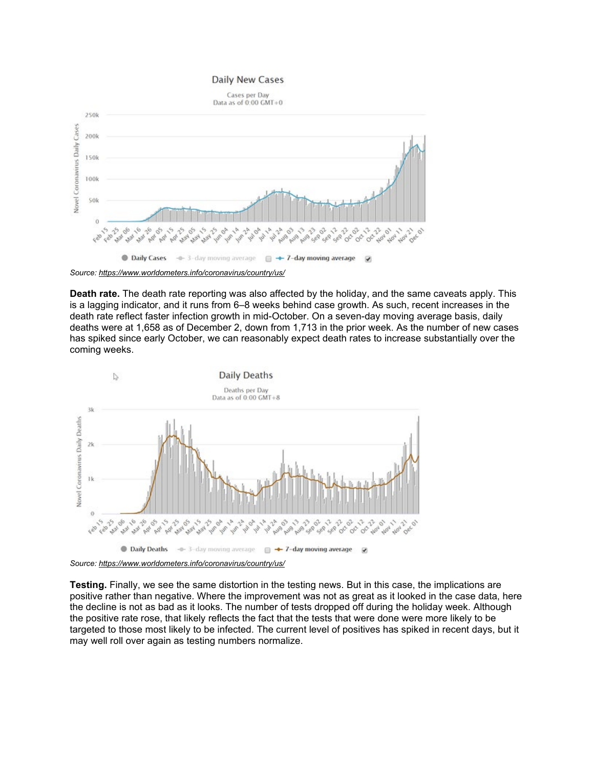Source: *https://www.worldometers.info/coronavirus/country/us/*

**Death rate.** The death rate reporting was also affected by the holiday, and the same caveats apply. This is a lagging indicator, and it runs from 6–8 weeks behind case growth. As such, recent increases in the death rate reflect faster infection growth in mid-October. On a seven-day moving average basis, daily deaths were at 1,658 as of December 2, down from 1,713 in the prior week. As the number of new cases has spiked since early October, we can reasonably expect death rates to increase substantially over the coming weeks.

Source: *https://www.worldometers.info/coronavirus/country/us/*

**Testing.** Finally, we see the same distortion in the testing news. But in this case, the implications are positive rather than negative. Where the improvement was not as great as it looked in the case data, here the decline is not as bad as it looks. The number of tests dropped off during the holiday week. Although the positive rate rose, that likely reflects the fact that the tests that were done were more likely to be targeted to those most likely to be infected. The current level of positives has spiked in recent days, but it may well roll over again as testing numbers normalize.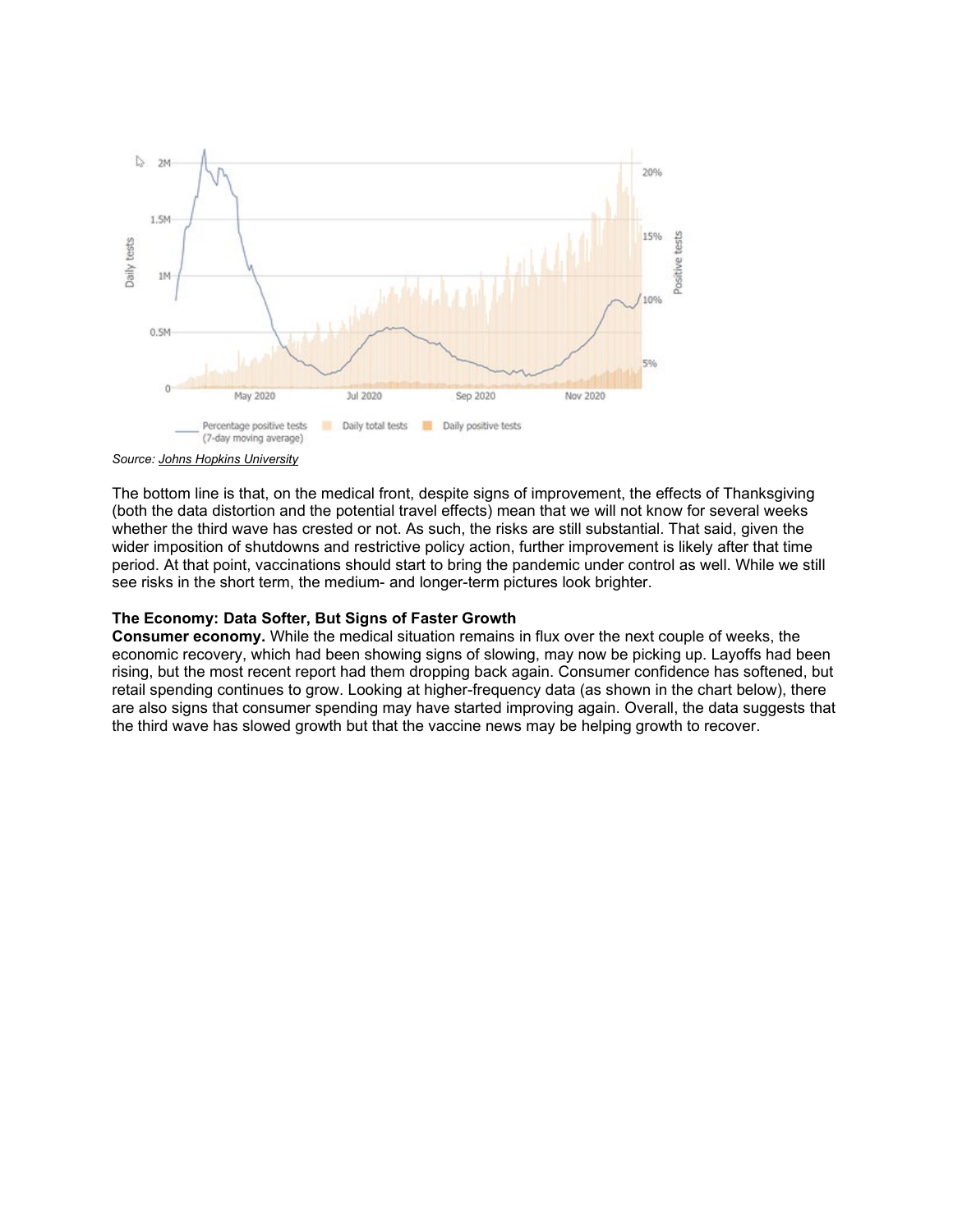Source: Johns Hopkins University

The bottom line is that, on the medical front, despite signs of improvement, the effects of Thanksgiving (both the data distortion and the potential travel effects) mean that we will not know for several weeks whether the third wave has crested or not. As such, the risks are still substantial. That said, given the wider imposition of shutdowns and restrictive policy action, further improvement is likely after that time period. At that point, vaccinations should start to bring the pandemic under control as well. While we still see risks in the short term, the medium- and longer-term pictures look brighter.

**The Economy: Data Softer, But Signs of Faster Growth**

**Consumer economy.** While the medical situation remains in flux over the next couple of weeks, the economic recovery, which had been showing signs of slowing, may now be picking up. Layoffs had been rising, but the most recent report had them dropping back again. Consumer confidence has softened, but retail spending continues to grow. Looking at higher-frequency data (as shown in the chart below), there are also signs that consumer spending may have started improving again. Overall, the data suggests that the third wave has slowed growth but that the vaccine news may be helping growth to recover.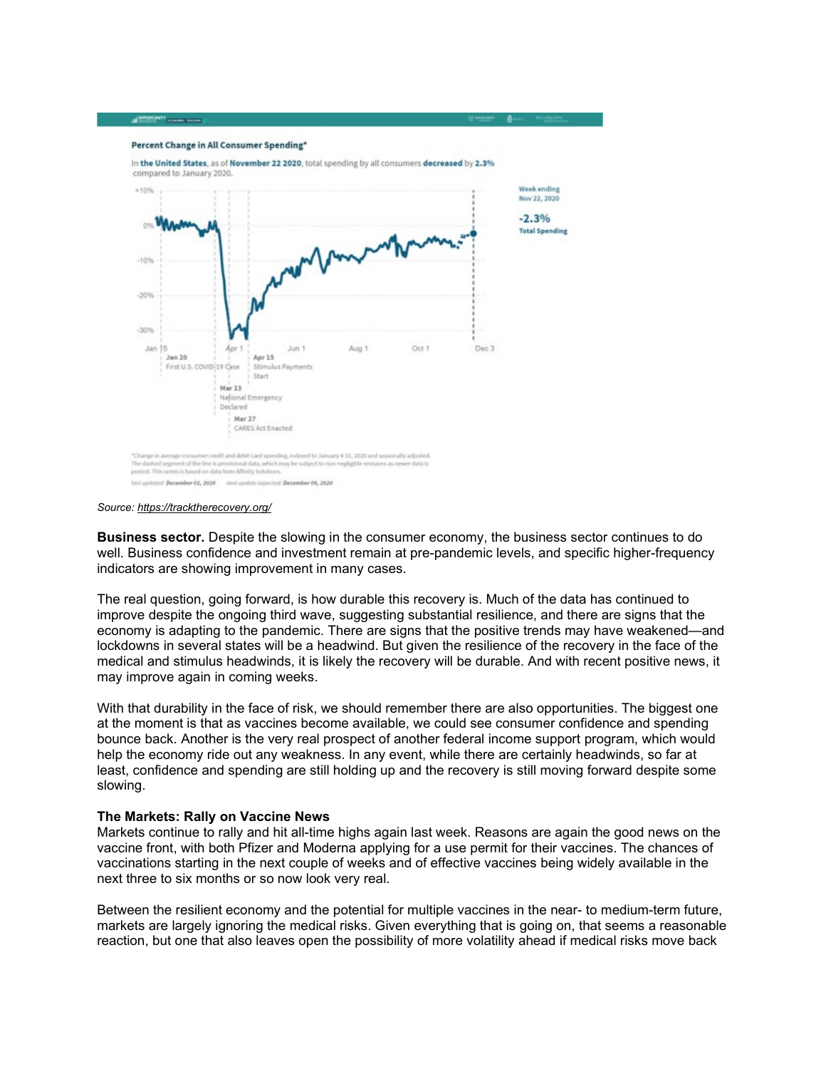**Percent Change in All Consumer Spending***

In **the United States**, as of **November 22 2020**, total spending by all consumers **decreased** by **2.3%** compared to January 2020.

Week ending Nov 22, 2020

**-2.3%** Total Spending

Jan 20 First U.S. COVID-19 Case

Mar 13 National Emergency Declared

Mar 27 CARES Act Enacted

Apr 15 Stimulus Payments Start

*Change in average consumer credit and debit card spending, indexed to January 4-31, 2020 and seasonally adjusted. The dashed segment of the line is provisional data, which may be subject to non-negligible revisions as newer data is posted. This series is based on data from Affinity Solutions.

Last updated: December 01, 2020   next update expected: December 08, 2020

*Source: https://tracktherecovery.org/*

**Business sector.** Despite the slowing in the consumer economy, the business sector continues to do well. Business confidence and investment remain at pre-pandemic levels, and specific higher-frequency indicators are showing improvement in many cases.

The real question, going forward, is how durable this recovery is. Much of the data has continued to improve despite the ongoing third wave, suggesting substantial resilience, and there are signs that the economy is adapting to the pandemic. There are signs that the positive trends may have weakened—and lockdowns in several states will be a headwind. But given the resilience of the recovery in the face of the medical and stimulus headwinds, it is likely the recovery will be durable. And with recent positive news, it may improve again in coming weeks.

With that durability in the face of risk, we should remember there are also opportunities. The biggest one at the moment is that as vaccines become available, we could see consumer confidence and spending bounce back. Another is the very real prospect of another federal income support program, which would help the economy ride out any weakness. In any event, while there are certainly headwinds, so far at least, confidence and spending are still holding up and the recovery is still moving forward despite some slowing.

**The Markets: Rally on Vaccine News**

Markets continue to rally and hit all-time highs again last week. Reasons are again the good news on the vaccine front, with both Pfizer and Moderna applying for a use permit for their vaccines. The chances of vaccinations starting in the next couple of weeks and of effective vaccines being widely available in the next three to six months or so now look very real.

Between the resilient economy and the potential for multiple vaccines in the near- to medium-term future, markets are largely ignoring the medical risks. Given everything that is going on, that seems a reasonable reaction, but one that also leaves open the possibility of more volatility ahead if medical risks move back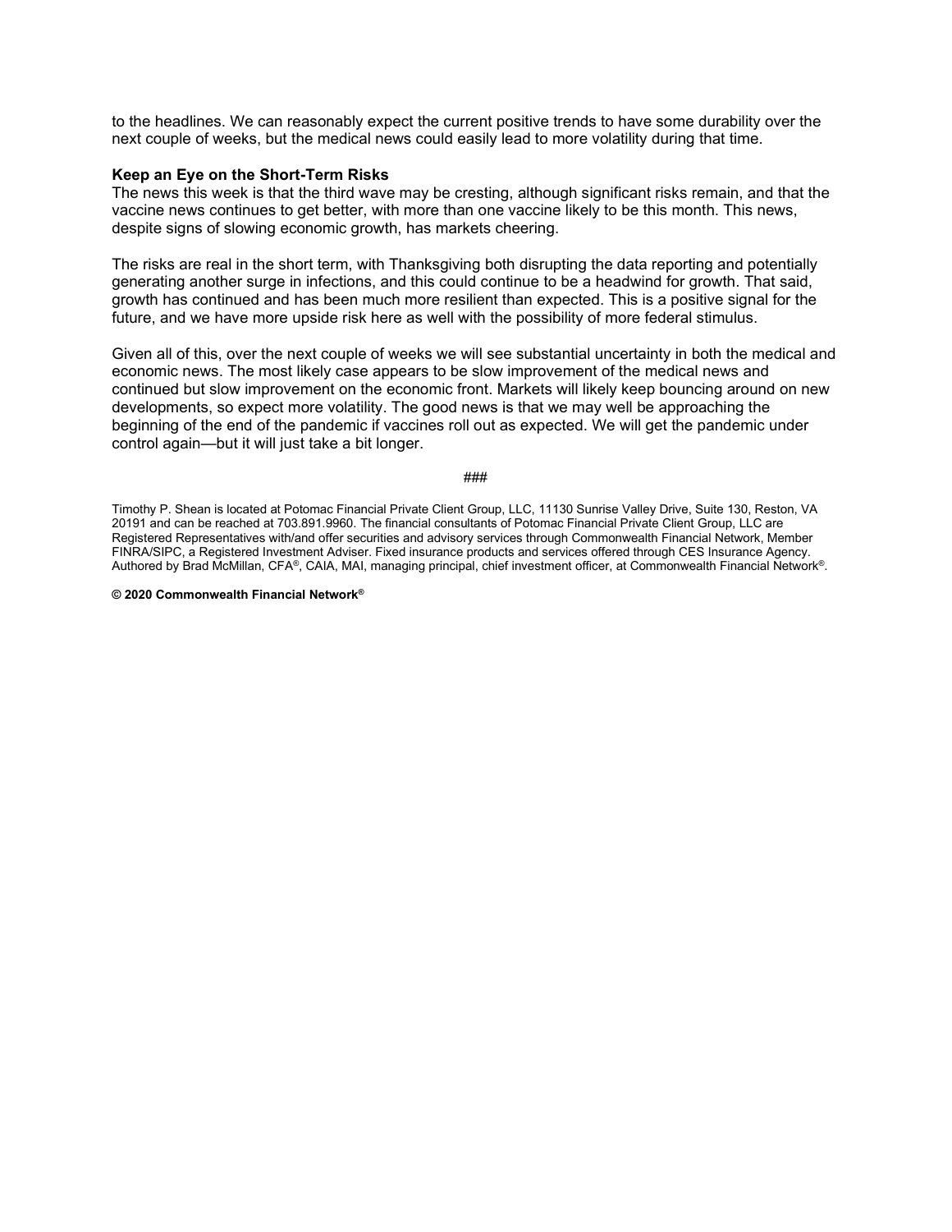to the headlines. We can reasonably expect the current positive trends to have some durability over the next couple of weeks, but the medical news could easily lead to more volatility during that time.

**Keep an Eye on the Short-Term Risks**

The news this week is that the third wave may be cresting, although significant risks remain, and that the vaccine news continues to get better, with more than one vaccine likely to be this month. This news, despite signs of slowing economic growth, has markets cheering.

The risks are real in the short term, with Thanksgiving both disrupting the data reporting and potentially generating another surge in infections, and this could continue to be a headwind for growth. That said, growth has continued and has been much more resilient than expected. This is a positive signal for the future, and we have more upside risk here as well with the possibility of more federal stimulus.

Given all of this, over the next couple of weeks we will see substantial uncertainty in both the medical and economic news. The most likely case appears to be slow improvement of the medical news and continued but slow improvement on the economic front. Markets will likely keep bouncing around on new developments, so expect more volatility. The good news is that we may well be approaching the beginning of the end of the pandemic if vaccines roll out as expected. We will get the pandemic under control again—but it will just take a bit longer.

###

Timothy P. Shean is located at Potomac Financial Private Client Group, LLC, 11130 Sunrise Valley Drive, Suite 130, Reston, VA 20191 and can be reached at 703.891.9960. The financial consultants of Potomac Financial Private Client Group, LLC are Registered Representatives with/and offer securities and advisory services through Commonwealth Financial Network, Member FINRA/SIPC, a Registered Investment Adviser. Fixed insurance products and services offered through CES Insurance Agency. Authored by Brad McMillan, CFA®, CAIA, MAI, managing principal, chief investment officer, at Commonwealth Financial Network®.

**© 2020 Commonwealth Financial Network®**